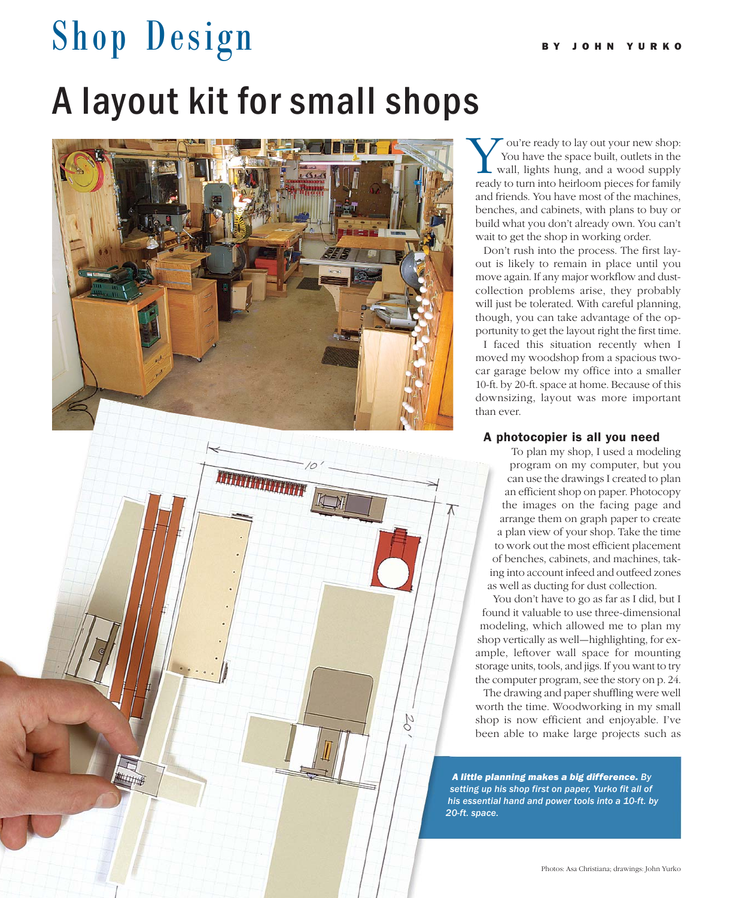# Shop Design

BY JOHN YURKO

# A layout kit for small shops

You're ready to lay out your new shop: You have the space built, outlets in the wall, lights hung, and a wood supply ready to turn into heirloom pieces for family and friends. You have most of the machines, benches, and cabinets, with plans to buy or build what you don't already own. You can't wait to get the shop in working order.

Don't rush into the process. The first layout is likely to remain in place until you move again. If any major workflow and dust-collection problems arise, they probably will just be tolerated. With careful planning, though, you can take advantage of the opportunity to get the layout right the first time.

I faced this situation recently when I moved my woodshop from a spacious two-car garage below my office into a smaller 10-ft. by 20-ft. space at home. Because of this downsizing, layout was more important than ever.

### A photocopier is all you need

To plan my shop, I used a modeling program on my computer, but you can use the drawings I created to plan an efficient shop on paper. Photocopy the images on the facing page and arrange them on graph paper to create a plan view of your shop. Take the time to work out the most efficient placement of benches, cabinets, and machines, taking into account infeed and outfeed zones as well as ducting for dust collection.

You don't have to go as far as I did, but I found it valuable to use three-dimensional modeling, which allowed me to plan my shop vertically as well—highlighting, for example, leftover wall space for mounting storage units, tools, and jigs. If you want to try the computer program, see the story on p. 24.

The drawing and paper shuffling were well worth the time. Woodworking in my small shop is now efficient and enjoyable. I've been able to make large projects such as

***A little planning makes a big difference.*** *By setting up his shop first on paper, Yurko fit all of his essential hand and power tools into a 10-ft. by 20-ft. space.*

Photos: Asa Christiana; drawings: John Yurko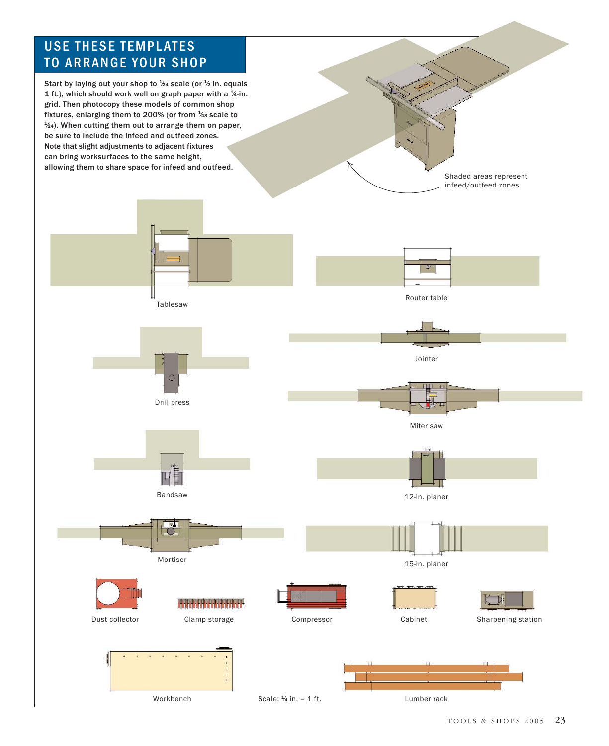## USE THESE TEMPLATES TO ARRANGE YOUR SHOP

Start by laying out your shop to ¹⁄₂₄ scale (or ½ in. equals 1 ft.), which should work well on graph paper with a ¼-in. grid. Then photocopy these models of common shop fixtures, enlarging them to 200% (or from ¹⁄₄₈ scale to ¹⁄₂₄). When cutting them out to arrange them on paper, be sure to include the infeed and outfeed zones. Note that slight adjustments to adjacent fixtures can bring worksurfaces to the same height, allowing them to share space for infeed and outfeed.

Shaded areas represent infeed/outfeed zones.

Tablesaw

Router table

Drill press

Jointer

Miter saw

Bandsaw

12-in. planer

Mortiser

15-in. planer

Dust collector

Clamp storage

Compressor

Cabinet

Sharpening station

Workbench

Scale: ¼ in. = 1 ft.

Lumber rack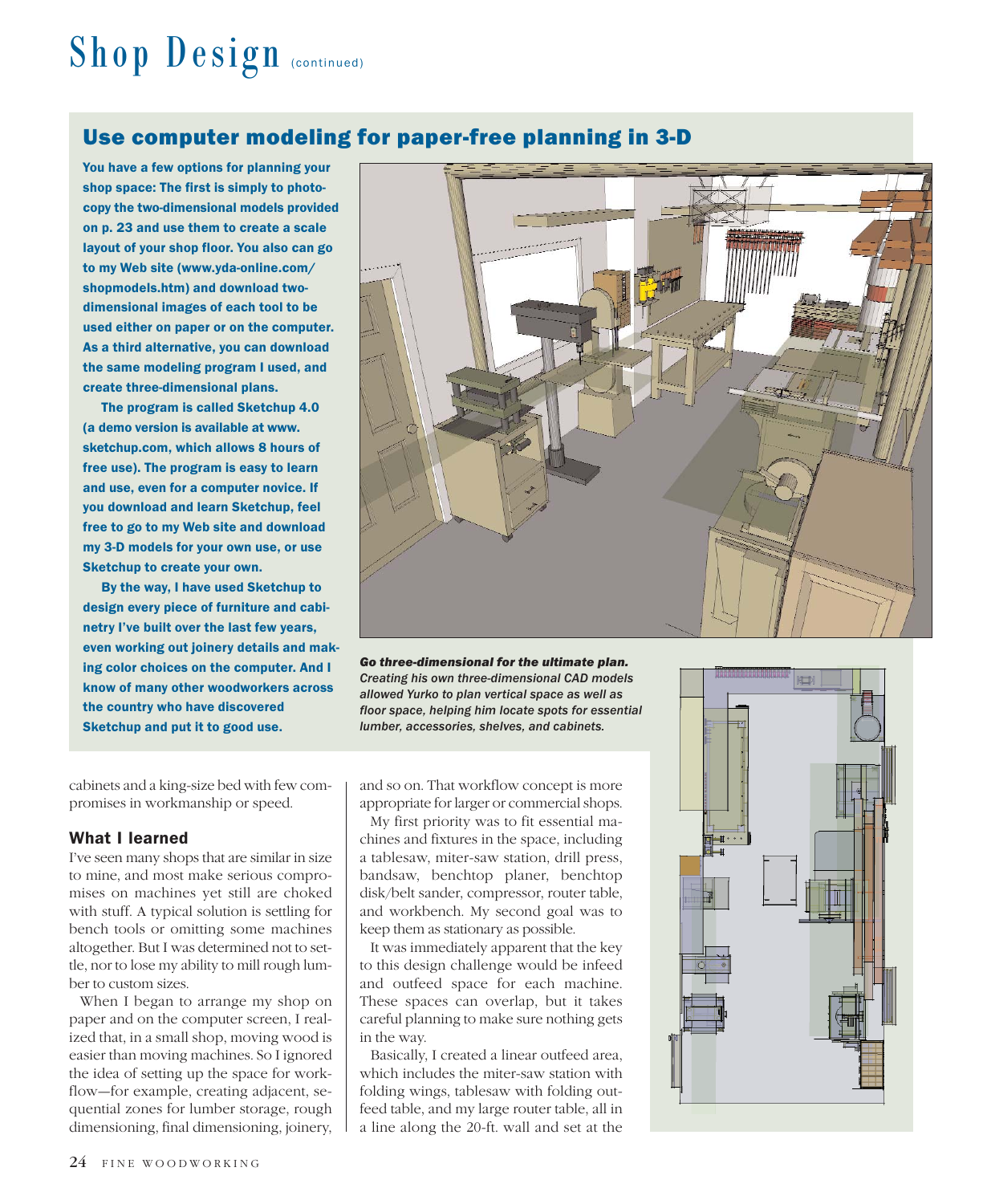## Use computer modeling for paper-free planning in 3-D

**You have a few options for planning your shop space: The first is simply to photocopy the two-dimensional models provided on p. 23 and use them to create a scale layout of your shop floor. You also can go to my Web site (www.yda-online.com/shopmodels.htm) and download two-dimensional images of each tool to be used either on paper or on the computer. As a third alternative, you can download the same modeling program I used, and create three-dimensional plans.**

**The program is called Sketchup 4.0 (a demo version is available at www.sketchup.com, which allows 8 hours of free use). The program is easy to learn and use, even for a computer novice. If you download and learn Sketchup, feel free to go to my Web site and download my 3-D models for your own use, or use Sketchup to create your own.**

**By the way, I have used Sketchup to design every piece of furniture and cabinetry I've built over the last few years, even working out joinery details and making color choices on the computer. And I know of many other woodworkers across the country who have discovered Sketchup and put it to good use.**

***Go three-dimensional for the ultimate plan.*** *Creating his own three-dimensional CAD models allowed Yurko to plan vertical space as well as floor space, helping him locate spots for essential lumber, accessories, shelves, and cabinets.*

cabinets and a king-size bed with few compromises in workmanship or speed.

### What I learned

I've seen many shops that are similar in size to mine, and most make serious compromises on machines yet still are choked with stuff. A typical solution is settling for bench tools or omitting some machines altogether. But I was determined not to settle, nor to lose my ability to mill rough lumber to custom sizes.

When I began to arrange my shop on paper and on the computer screen, I realized that, in a small shop, moving wood is easier than moving machines. So I ignored the idea of setting up the space for workflow—for example, creating adjacent, sequential zones for lumber storage, rough dimensioning, final dimensioning, joinery, and so on. That workflow concept is more appropriate for larger or commercial shops.

My first priority was to fit essential machines and fixtures in the space, including a tablesaw, miter-saw station, drill press, bandsaw, benchtop planer, benchtop disk/belt sander, compressor, router table, and workbench. My second goal was to keep them as stationary as possible.

It was immediately apparent that the key to this design challenge would be infeed and outfeed space for each machine. These spaces can overlap, but it takes careful planning to make sure nothing gets in the way.

Basically, I created a linear outfeed area, which includes the miter-saw station with folding wings, tablesaw with folding outfeed table, and my large router table, all in a line along the 20-ft. wall and set at the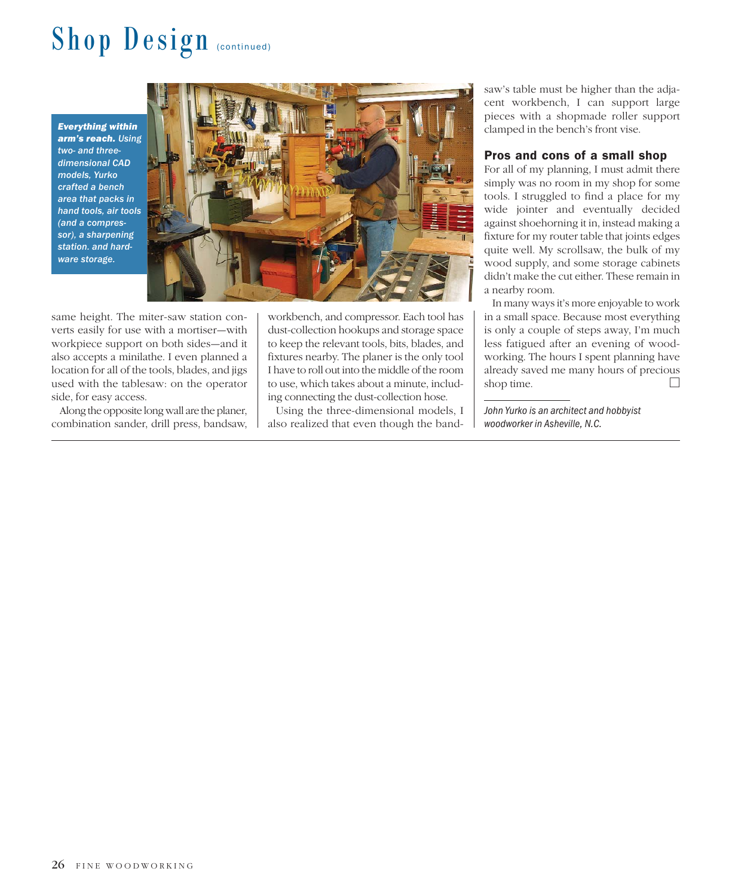*Everything within arm's reach.* Using two- and three-dimensional CAD models, Yurko crafted a bench area that packs in hand tools, air tools (and a compressor), a sharpening station. and hardware storage.

same height. The miter-saw station converts easily for use with a mortiser—with workpiece support on both sides—and it also accepts a minilathe. I even planned a location for all of the tools, blades, and jigs used with the tablesaw: on the operator side, for easy access.

Along the opposite long wall are the planer, combination sander, drill press, bandsaw, workbench, and compressor. Each tool has dust-collection hookups and storage space to keep the relevant tools, bits, blades, and fixtures nearby. The planer is the only tool I have to roll out into the middle of the room to use, which takes about a minute, including connecting the dust-collection hose.

Using the three-dimensional models, I also realized that even though the bandsaw's table must be higher than the adjacent workbench, I can support large pieces with a shopmade roller support clamped in the bench's front vise.

## Pros and cons of a small shop

For all of my planning, I must admit there simply was no room in my shop for some tools. I struggled to find a place for my wide jointer and eventually decided against shoehorning it in, instead making a fixture for my router table that joints edges quite well. My scrollsaw, the bulk of my wood supply, and some storage cabinets didn't make the cut either. These remain in a nearby room.

In many ways it's more enjoyable to work in a small space. Because most everything is only a couple of steps away, I'm much less fatigued after an evening of woodworking. The hours I spent planning have already saved me many hours of precious shop time. □

---

*John Yurko is an architect and hobbyist woodworker in Asheville, N.C.*